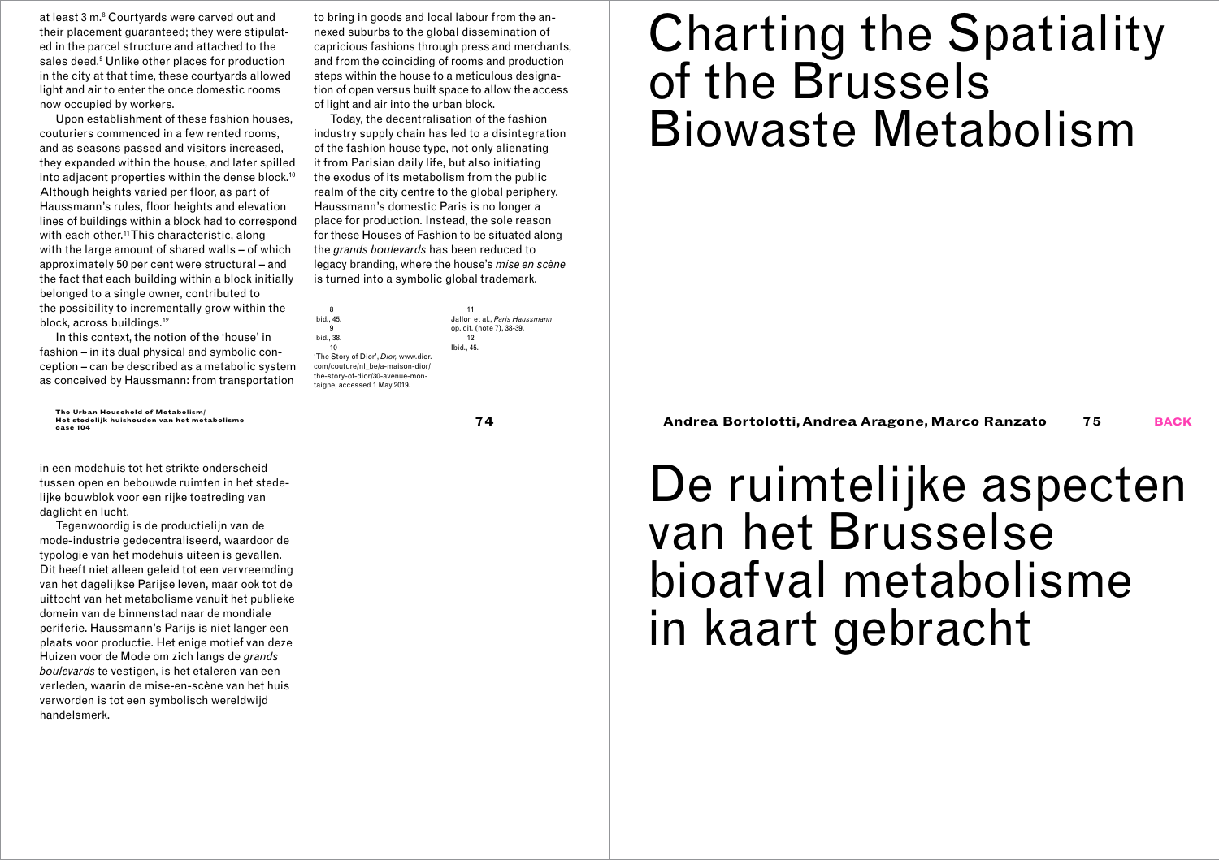at least 3 m.[8] Courtyards were carved out and their placement guaranteed; they were stipulated in the parcel structure and attached to the sales deed.[9] Unlike other places for production in the city at that time, these courtyards allowed light and air to enter the once domestic rooms now occupied by workers.

Upon establishment of these fashion houses, couturiers commenced in a few rented rooms, and as seasons passed and visitors increased, they expanded within the house, and later spilled into adjacent properties within the dense block.[10] Although heights varied per floor, as part of Haussmann's rules, floor heights and elevation lines of buildings within a block had to correspond with each other.[11] This characteristic, along with the large amount of shared walls – of which approximately 50 per cent were structural – and the fact that each building within a block initially belonged to a single owner, contributed to the possibility to incrementally grow within the block, across buildings.[12]

In this context, the notion of the 'house' in fashion – in its dual physical and symbolic conception – can be described as a metabolic system as conceived by Haussmann: from transportation to bring in goods and local labour from the annexed suburbs to the global dissemination of capricious fashions through press and merchants, and from the coinciding of rooms and production steps within the house to a meticulous designation of open versus built space to allow the access of light and air into the urban block.

Today, the decentralisation of the fashion industry supply chain has led to a disintegration of the fashion house type, not only alienating it from Parisian daily life, but also initiating the exodus of its metabolism from the public realm of the city centre to the global periphery. Haussmann's domestic Paris is no longer a place for production. Instead, the sole reason for these Houses of Fashion to be situated along the *grands boulevards* has been reduced to legacy branding, where the house's *mise en scène* is turned into a symbolic global trademark.

8
Ibid., 45.

9
Ibid., 38.

10
'The Story of Dior', *Dior,* www.dior.com/couture/nl_be/a-maison-dior/the-story-of-dior/30-avenue-montaigne, accessed 1 May 2019.

11
Jallon et al., *Paris Haussmann*, op. cit. (note 7), 38-39.

12
Ibid., 45.

in een modehuis tot het strikte onderscheid tussen open en bebouwde ruimten in het stedelijke bouwblok voor een rijke toetreding van daglicht en lucht.

Tegenwoordig is de productielijn van de mode-industrie gedecentraliseerd, waardoor de typologie van het modehuis uiteen is gevallen. Dit heeft niet alleen geleid tot een vervreemding van het dagelijkse Parijse leven, maar ook tot de uittocht van het metabolisme vanuit het publieke domein van de binnenstad naar de mondiale periferie. Haussmann's Parijs is niet langer een plaats voor productie. Het enige motief van deze Huizen voor de Mode om zich langs de *grands boulevards* te vestigen, is het etaleren van een verleden, waarin de mise-en-scène van het huis verworden is tot een symbolisch wereldwijd handelsmerk.

# Charting the Spatiality of the Brussels Biowaste Metabolism

**Andrea Bortolotti, Andrea Aragone, Marco Ranzato**

# De ruimtelijke aspecten van het Brusselse bioafval metabolisme in kaart gebracht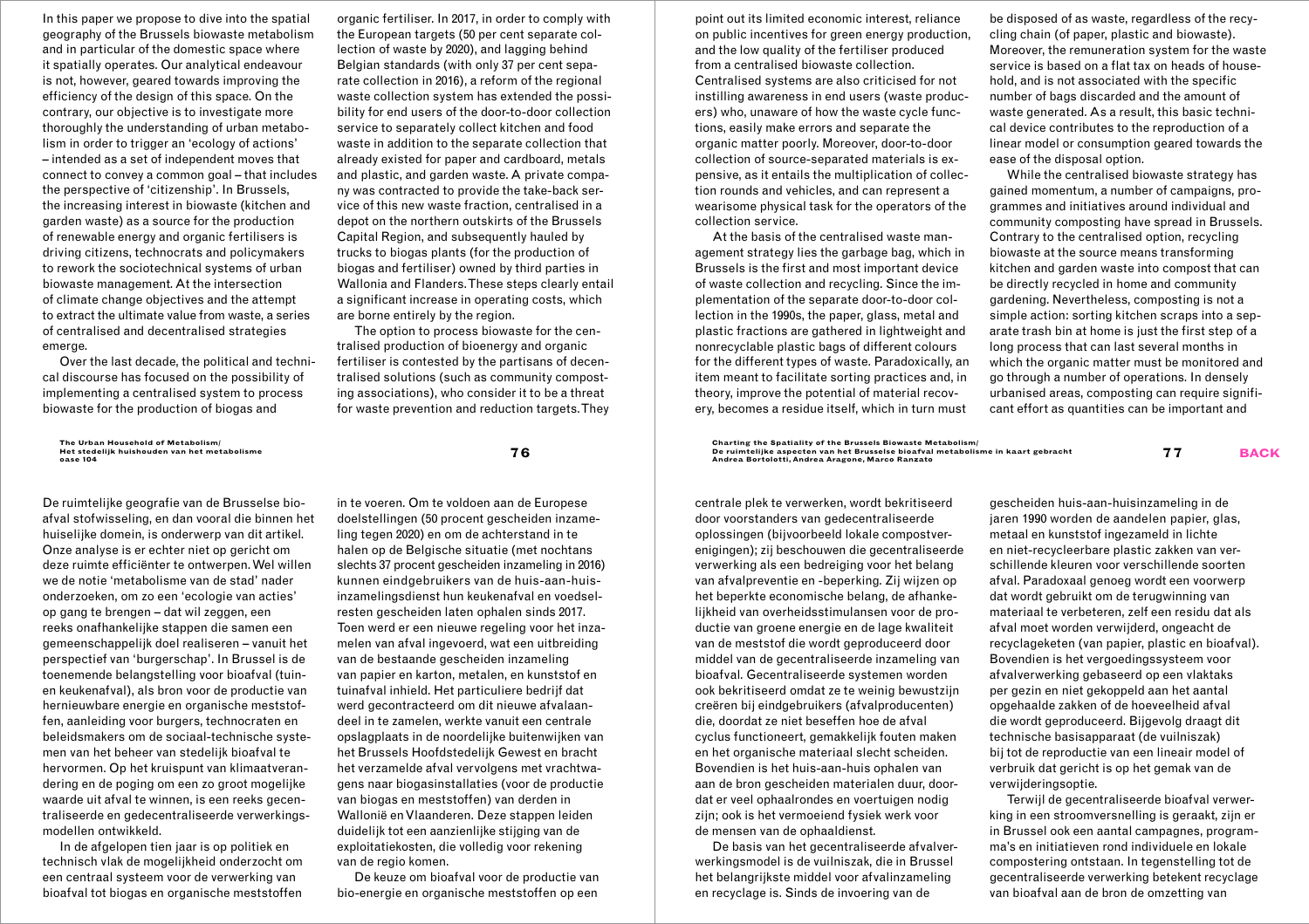In this paper we propose to dive into the spatial geography of the Brussels biowaste metabolism and in particular of the domestic space where it spatially operates. Our analytical endeavour is not, however, geared towards improving the efficiency of the design of this space. On the contrary, our objective is to investigate more thoroughly the understanding of urban metabolism in order to trigger an 'ecology of actions' – intended as a set of independent moves that connect to convey a common goal – that includes the perspective of 'citizenship'. In Brussels, the increasing interest in biowaste (kitchen and garden waste) as a source for the production of renewable energy and organic fertilisers is driving citizens, technocrats and policymakers to rework the sociotechnical systems of urban biowaste management. At the intersection of climate change objectives and the attempt to extract the ultimate value from waste, a series of centralised and decentralised strategies emerge.

Over the last decade, the political and technical discourse has focused on the possibility of implementing a centralised system to process biowaste for the production of biogas and organic fertiliser. In 2017, in order to comply with the European targets (50 per cent separate collection of waste by 2020), and lagging behind Belgian standards (with only 37 per cent separate collection in 2016), a reform of the regional waste collection system has extended the possibility for end users of the door-to-door collection service to separately collect kitchen and food waste in addition to the separate collection that already existed for paper and cardboard, metals and plastic, and garden waste. A private company was contracted to provide the take-back service of this new waste fraction, centralised in a depot on the northern outskirts of the Brussels Capital Region, and subsequently hauled by trucks to biogas plants (for the production of biogas and fertiliser) owned by third parties in Wallonia and Flanders. These steps clearly entail a significant increase in operating costs, which are borne entirely by the region.

The option to process biowaste for the centralised production of bioenergy and organic fertiliser is contested by the partisans of decentralised solutions (such as community composting associations), who consider it to be a threat for waste prevention and reduction targets. They point out its limited economic interest, reliance on public incentives for green energy production, and the low quality of the fertiliser produced from a centralised biowaste collection. Centralised systems are also criticised for not instilling awareness in end users (waste producers) who, unaware of how the waste cycle functions, easily make errors and separate the organic matter poorly. Moreover, door-to-door collection of source-separated materials is expensive, as it entails the multiplication of collection rounds and vehicles, and can represent a wearisome physical task for the operators of the collection service.

At the basis of the centralised waste management strategy lies the garbage bag, which in Brussels is the first and most important device of waste collection and recycling. Since the implementation of the separate door-to-door collection in the 1990s, the paper, glass, metal and plastic fractions are gathered in lightweight and nonrecyclable plastic bags of different colours for the different types of waste. Paradoxically, an item meant to facilitate sorting practices and, in theory, improve the potential of material recovery, becomes a residue itself, which in turn must be disposed of as waste, regardless of the recycling chain (of paper, plastic and biowaste). Moreover, the remuneration system for the waste service is based on a flat tax on heads of household, and is not associated with the specific number of bags discarded and the amount of waste generated. As a result, this basic technical device contributes to the reproduction of a linear model or consumption geared towards the ease of the disposal option.

While the centralised biowaste strategy has gained momentum, a number of campaigns, programmes and initiatives around individual and community composting have spread in Brussels. Contrary to the centralised option, recycling biowaste at the source means transforming kitchen and garden waste into compost that can be directly recycled in home and community gardening. Nevertheless, composting is not a simple action: sorting kitchen scraps into a separate trash bin at home is just the first step of a long process that can last several months in which the organic matter must be monitored and go through a number of operations. In densely urbanised areas, composting can require significant effort as quantities can be important and

De ruimtelijke geografie van de Brusselse bioafval stofwisseling, en dan vooral die binnen het huiselijke domein, is onderwerp van dit artikel. Onze analyse is er echter niet op gericht om deze ruimte efficiënter te ontwerpen. Wel willen we de notie 'metabolisme van de stad' nader onderzoeken, om zo een 'ecologie van acties' op gang te brengen – dat wil zeggen, een reeks onafhankelijke stappen die samen een gemeenschappelijk doel realiseren – vanuit het perspectief van 'burgerschap'. In Brussel is de toenemende belangstelling voor bioafval (tuin- en keukenafval), als bron voor de productie van hernieuwbare energie en organische meststoffen, aanleiding voor burgers, technocraten en beleidsmakers om de sociaal-technische systemen van het beheer van stedelijk bioafval te hervormen. Op het kruispunt van klimaatverandering en de poging om een zo groot mogelijke waarde uit afval te winnen, is een reeks gecentraliseerde en gedecentraliseerde verwerkingsmodellen ontwikkeld.

In de afgelopen tien jaar is op politiek en technisch vlak de mogelijkheid onderzocht om een centraal systeem voor de verwerking van bioafval tot biogas en organische meststoffen in te voeren. Om te voldoen aan de Europese doelstellingen (50 procent gescheiden inzameling tegen 2020) en om de achterstand in te halen op de Belgische situatie (met nochtans slechts 37 procent gescheiden inzameling in 2016) kunnen eindgebruikers van de huis-aan-huisinzamelingsdienst hun keukenafval en voedselresten gescheiden laten ophalen sinds 2017. Toen werd er een nieuwe regeling voor het inzamelen van afval ingevoerd, wat een uitbreiding van de bestaande gescheiden inzameling van papier en karton, metalen, en kunststof en tuinafval inhield. Het particuliere bedrijf dat werd gecontracteerd om dit nieuwe afvalaandeel in te zamelen, werkte vanuit een centrale opslagplaats in de noordelijke buitenwijken van het Brussels Hoofdstedelijk Gewest en bracht het verzamelde afval vervolgens met vrachtwagens naar biogasinstallaties (voor de productie van biogas en meststoffen) van derden in Wallonië en Vlaanderen. Deze stappen leiden duidelijk tot een aanzienlijke stijging van de exploitatiekosten, die volledig voor rekening van de regio komen.

De keuze om bioafval voor de productie van bio-energie en organische meststoffen op een centrale plek te verwerken, wordt bekritiseerd door voorstanders van gedecentraliseerde oplossingen (bijvoorbeeld lokale compostverenigingen); zij beschouwen die gecentraliseerde verwerking als een bedreiging voor het belang van afvalpreventie en -beperking. Zij wijzen op het beperkte economische belang, de afhankelijkheid van overheidsstimulansen voor de productie van groene energie en de lage kwaliteit van de meststof die wordt geproduceerd door middel van de gecentraliseerde inzameling van bioafval. Gecentraliseerde systemen worden ook bekritiseerd omdat ze te weinig bewustzijn creëren bij eindgebruikers (afvalproducenten) die, doordat ze niet beseffen hoe de afval cyclus functioneert, gemakkelijk fouten maken en het organische materiaal slecht scheiden. Bovendien is het huis-aan-huis ophalen van aan de bron gescheiden materialen duur, doordat er veel ophaalrondes en voertuigen nodig zijn; ook is het vermoeiend fysiek werk voor de mensen van de ophaaldienst.

De basis van het gecentraliseerde afvalverwerkingsmodel is de vuilniszak, die in Brussel het belangrijkste middel voor afvalinzameling en recyclage is. Sinds de invoering van de gescheiden huis-aan-huisinzameling in de jaren 1990 worden de aandelen papier, glas, metaal en kunststof ingezameld in lichte en niet-recycleerbare plastic zakken van verschillende kleuren voor verschillende soorten afval. Paradoxaal genoeg wordt een voorwerp dat wordt gebruikt om de terugwinning van materiaal te verbeteren, zelf een residu dat als afval moet worden verwijderd, ongeacht de recyclageketen (van papier, plastic en bioafval). Bovendien is het vergoedingssysteem voor afvalverwerking gebaseerd op een vlaktaks per gezin en niet gekoppeld aan het aantal opgehaalde zakken of de hoeveelheid afval die wordt geproduceerd. Bijgevolg draagt dit technische basisapparaat (de vuilniszak) bij tot de reproductie van een lineair model of verbruik dat gericht is op het gemak van de verwijderingsoptie.

Terwijl de gecentraliseerde bioafval verwerking in een stroomversnelling is geraakt, zijn er in Brussel ook een aantal campagnes, programma's en initiatieven rond individuele en lokale compostering ontstaan. In tegenstelling tot de gecentraliseerde verwerking betekent recyclage van bioafval aan de bron de omzetting van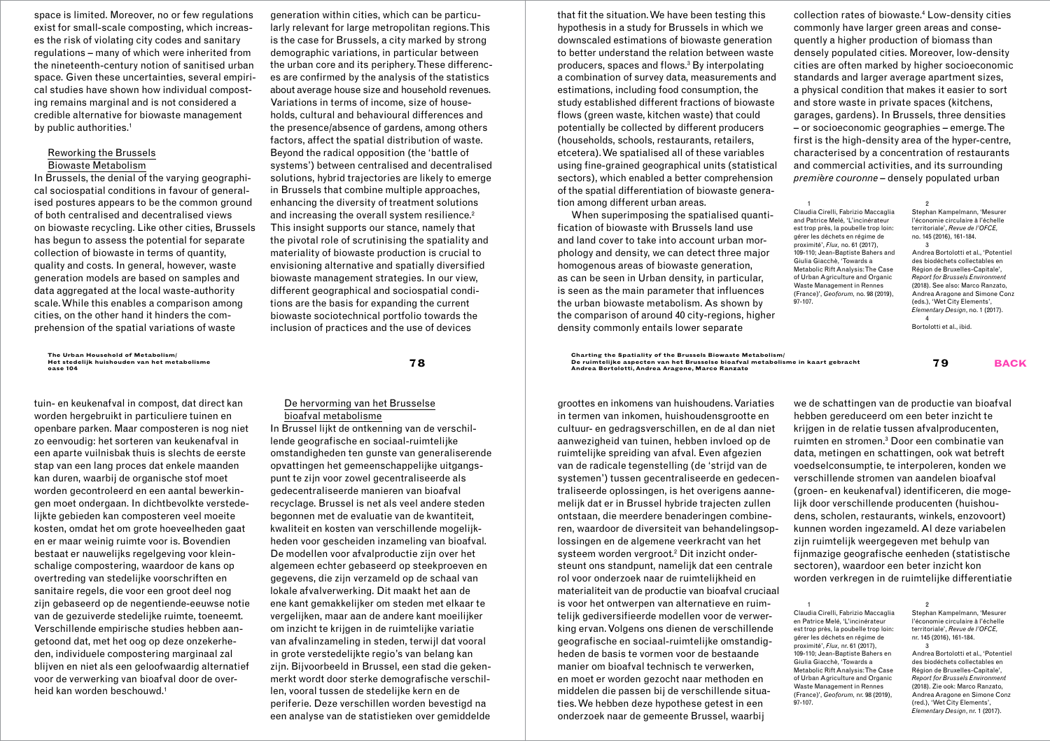space is limited. Moreover, no or few regulations exist for small-scale composting, which increases the risk of violating city codes and sanitary regulations – many of which were inherited from the nineteenth-century notion of sanitised urban space. Given these uncertainties, several empirical studies have shown how individual composting remains marginal and is not considered a credible alternative for biowaste management by public authorities.[1]

## Reworking the Brussels Biowaste Metabolism

In Brussels, the denial of the varying geographical sociospatial conditions in favour of generalised postures appears to be the common ground of both centralised and decentralised views on biowaste recycling. Like other cities, Brussels has begun to assess the potential for separate collection of biowaste in terms of quantity, quality and costs. In general, however, waste generation models are based on samples and data aggregated at the local waste-authority scale. While this enables a comparison among cities, on the other hand it hinders the comprehension of the spatial variations of waste generation within cities, which can be particularly relevant for large metropolitan regions. This is the case for Brussels, a city marked by strong demographic variations, in particular between the urban core and its periphery. These differences are confirmed by the analysis of the statistics about average house size and household revenues. Variations in terms of income, size of households, cultural and behavioural differences and the presence/absence of gardens, among others factors, affect the spatial distribution of waste. Beyond the radical opposition (the 'battle of systems') between centralised and decentralised solutions, hybrid trajectories are likely to emerge in Brussels that combine multiple approaches, enhancing the diversity of treatment solutions and increasing the overall system resilience.[2] This insight supports our stance, namely that the pivotal role of scrutinising the spatiality and materiality of biowaste production is crucial to envisioning alternative and spatially diversified biowaste management strategies. In our view, different geographical and sociospatial conditions are the basis for expanding the current biowaste sociotechnical portfolio towards the inclusion of practices and the use of devices that fit the situation. We have been testing this hypothesis in a study for Brussels in which we downscaled estimations of biowaste generation to better understand the relation between waste producers, spaces and flows.[3] By interpolating a combination of survey data, measurements and estimations, including food consumption, the study established different fractions of biowaste flows (green waste, kitchen waste) that could potentially be collected by different producers (households, schools, restaurants, retailers, etcetera). We spatialised all of these variables using fine-grained geographical units (statistical sectors), which enabled a better comprehension of the spatial differentiation of biowaste generation among different urban areas.

When superimposing the spatialised quantification of biowaste with Brussels land use and land cover to take into account urban morphology and density, we can detect three major homogenous areas of biowaste generation, as can be seen in Urban density, in particular, is seen as the main parameter that influences the urban biowaste metabolism. As shown by the comparison of around 40 city-regions, higher density commonly entails lower separate collection rates of biowaste.[4] Low-density cities commonly have larger green areas and consequently a higher production of biomass than densely populated cities. Moreover, low-density cities are often marked by higher socioeconomic standards and larger average apartment sizes, a physical condition that makes it easier to sort and store waste in private spaces (kitchens, garages, gardens). In Brussels, three densities – or socioeconomic geographies – emerge. The first is the high-density area of the hyper-centre, characterised by a concentration of restaurants and commercial activities, and its surrounding *première couronne* – densely populated urban

1 Claudia Cirelli, Fabrizio Maccaglia and Patrice Melé, 'L'incinérateur est trop près, la poubelle trop loin: gérer les déchets en régime de proximité', *Flux*, no. 61 (2017), 109-110; Jean-Baptiste Bahers and Giulia Giacchè, 'Towards a Metabolic Rift Analysis: The Case of Urban Agriculture and Organic Waste Management in Rennes (France)', *Geoforum*, no. 98 (2019), 97-107.

2 Stephan Kampelmann, 'Mesurer l'économie circulaire à l'échelle territoriale', *Revue de l'OFCE*, no. 145 (2016), 161-184.

3 Andrea Bortolotti et al., 'Potentiel des biodéchets collectables en Région de Bruxelles-Capitale', *Report for Brussels Environment* (2018). See also: Marco Ranzato, Andrea Aragone and Simone Conz (eds.), 'Wet City Elements', *Elementary Design*, no. 1 (2017).

4 Bortolotti et al., ibid.

---

tuin- en keukenafval in compost, dat direct kan worden hergebruikt in particuliere tuinen en openbare parken. Maar composteren is nog niet zo eenvoudig: het sorteren van keukenafval in een aparte vuilnisbak thuis is slechts de eerste stap van een lang proces dat enkele maanden kan duren, waarbij de organische stof moet worden gecontroleerd en een aantal bewerkingen moet ondergaan. In dichtbevolkte verstedelijkte gebieden kan composteren veel moeite kosten, omdat het om grote hoeveelheden gaat en er maar weinig ruimte voor is. Bovendien bestaat er nauwelijks regelgeving voor kleinschalige compostering, waardoor de kans op overtreding van stedelijke voorschriften en sanitaire regels, die voor een groot deel nog zijn gebaseerd op de negentiende-eeuwse notie van de gezuiverde stedelijke ruimte, toeneemt. Verschillende empirische studies hebben aangetoond dat, met het oog op deze onzekerheden, individuele compostering marginaal zal blijven en niet als een geloofwaardig alternatief voor de verwerking van bioafval door de overheid kan worden beschouwd.[1]

## De hervorming van het Brusselse bioafval metabolisme

In Brussel lijkt de ontkenning van de verschillende geografische en sociaal-ruimtelijke omstandigheden ten gunste van generaliserende opvattingen het gemeenschappelijke uitgangspunt te zijn voor zowel gecentraliseerde als gedecentraliseerde manieren van bioafval recyclage. Brussel is net als veel andere steden begonnen met de evaluatie van de kwantiteit, kwaliteit en kosten van verschillende mogelijkheden voor gescheiden inzameling van bioafval. De modellen voor afvalproductie zijn over het algemeen echter gebaseerd op steekproeven en gegevens, die zijn verzameld op de schaal van lokale afvalverwerking. Dit maakt het aan de ene kant gemakkelijker om steden met elkaar te vergelijken, maar aan de andere kant moeilijker om inzicht te krijgen in de ruimtelijke variatie van afvalinzameling in steden, terwijl dat vooral in grote verstedelijkte regio's van belang kan zijn. Bijvoorbeeld in Brussel, een stad die gekenmerkt wordt door sterke demografische verschillen, vooral tussen de stedelijke kern en de periferie. Deze verschillen worden bevestigd na een analyse van de statistieken over gemiddelde groottes en inkomens van huishoudens. Variaties in termen van inkomen, huishoudensgrootte en cultuur- en gedragsverschillen, en de al dan niet aanwezigheid van tuinen, hebben invloed op de ruimtelijke spreiding van afval. Even afgezien van de radicale tegenstelling (de 'strijd van de systemen') tussen gecentraliseerde en gedecentraliseerde oplossingen, is het overigens aannemelijk dat er in Brussel hybride trajecten zullen ontstaan, die meerdere benaderingen combineren, waardoor de diversiteit van behandelingsoplossingen en de algemene veerkracht van het systeem worden vergroot.[2] Dit inzicht ondersteunt ons standpunt, namelijk dat een centrale rol voor onderzoek naar de ruimtelijkheid en materialiteit van de productie van bioafval cruciaal is voor het ontwerpen van alternatieve en ruimtelijk gediversifieerde modellen voor de verwerking ervan. Volgens ons dienen de verschillende geografische en sociaal-ruimtelijke omstandigheden de basis te vormen voor de bestaande manier om bioafval technisch te verwerken, en moet er worden gezocht naar methoden en middelen die passen bij de verschillende situaties. We hebben deze hypothese getest in een onderzoek naar de gemeente Brussel, waarbij we de schattingen van de productie van bioafval hebben gereduceerd om een beter inzicht te krijgen in de relatie tussen afvalproducenten, ruimten en stromen.[3] Door een combinatie van data, metingen en schattingen, ook wat betreft voedselconsumptie, te interpoleren, konden we verschillende stromen van aandelen bioafval (groen- en keukenafval) identificeren, die mogelijk door verschillende producenten (huishoudens, scholen, restaurants, winkels, enzovoort) kunnen worden ingezameld. Al deze variabelen zijn ruimtelijk weergegeven met behulp van fijnmazige geografische eenheden (statistische sectoren), waardoor een beter inzicht kon worden verkregen in de ruimtelijke differentiatie

1 Claudia Cirelli, Fabrizio Maccaglia en Patrice Melé, 'L'incinérateur est trop près, la poubelle trop loin: gérer les déchets en régime de proximité', *Flux*, nr. 61 (2017), 109-110; Jean-Baptiste Bahers en Giulia Giacchè, 'Towards a Metabolic Rift Analysis: The Case of Urban Agriculture and Organic Waste Management in Rennes (France)', *Geoforum*, nr. 98 (2019), 97-107.

2 Stephan Kampelmann, 'Mesurer l'économie circulaire à l'échelle territoriale', *Revue de l'OFCE*, nr. 145 (2016), 161-184.

3 Andrea Bortolotti et al., 'Potentiel des biodéchets collectables en Région de Bruxelles-Capitale', *Report for Brussels Environment* (2018). Zie ook: Marco Ranzato, Andrea Aragone en Simone Conz (red.), 'Wet City Elements', *Elementary Design*, nr. 1 (2017).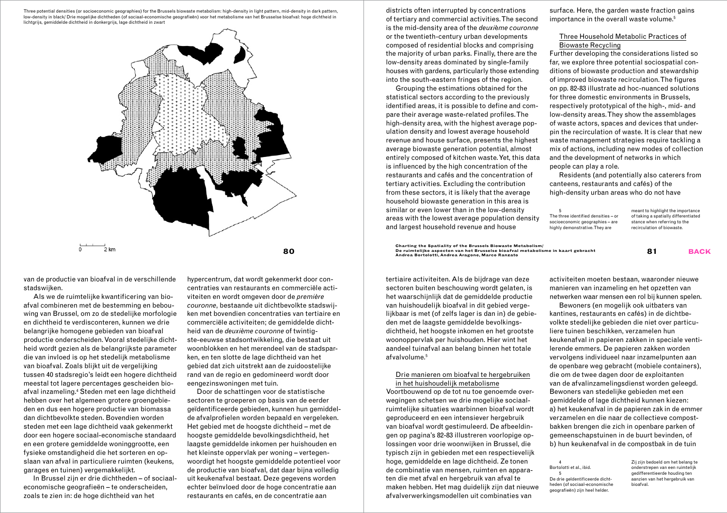Three potential densities (or socioeconomic geographies) for the Brussels biowaste metabolism: high-density in light pattern, mid-density in dark pattern, low-density in black/ Drie mogelijke dichtheden (of sociaal-economische geografieën) voor het metabolisme van het Brusselse bioafval: hoge dichtheid in lichtgrijs, gemiddelde dichtheid in donkergrijs, lage dichtheid in zwart

0 2 km

districts often interrupted by concentrations of tertiary and commercial activities. The second is the mid-density area of the *deuxième couronne* or the twentieth-century urban developments composed of residential blocks and comprising the majority of urban parks. Finally, there are the low-density areas dominated by single-family houses with gardens, particularly those extending into the south-eastern fringes of the region.

Grouping the estimations obtained for the statistical sectors according to the previously identified areas, it is possible to define and compare their average waste-related profiles. The high-density area, with the highest average population density and lowest average household revenue and house surface, presents the highest average biowaste generation potential, almost entirely composed of kitchen waste. Yet, this data is influenced by the high concentration of the restaurants and cafés and the concentration of tertiary activities. Excluding the contribution from these sectors, it is likely that the average household biowaste generation in this area is similar or even lower than in the low-density areas with the lowest average population density and largest household revenue and house surface. Here, the garden waste fraction gains importance in the overall waste volume.[5]

## Three Household Metabolic Practices of Biowaste Recycling

Further developing the considerations listed so far, we explore three potential sociospatial conditions of biowaste production and stewardship of improved biowaste recirculation. The figures on pp. 82-83 illustrate ad hoc-nuanced solutions for three domestic environments in Brussels, respectively prototypical of the high-, mid- and low-density areas. They show the assemblages of waste actors, spaces and devices that underpin the recirculation of waste. It is clear that new waste management strategies require tackling a mix of actions, including new modes of collection and the development of networks in which people can play a role.

Residents (and potentially also caterers from canteens, restaurants and cafés) of the high-density urban areas who do not have

5
The three identified densities – or socioeconomic geographies – are highly demonstrative. They are meant to highlight the importance of taking a spatially differentiated stance when referring to the recirculation of biowaste.

van de productie van bioafval in de verschillende stadswijken.

Als we de ruimtelijke kwantificering van bioafval combineren met de bestemming en bebouwing van Brussel, om zo de stedelijke morfologie en dichtheid te verdisconteren, kunnen we drie belangrijke homogene gebieden van bioafval productie onderscheiden. Vooral stedelijke dichtheid wordt gezien als de belangrijkste parameter die van invloed is op het stedelijk metabolisme van bioafval. Zoals blijkt uit de vergelijking tussen 40 stadsregio's leidt een hogere dichtheid meestal tot lagere percentages gescheiden bioafval inzameling.[4] Steden met een lage dichtheid hebben over het algemeen grotere groengebieden en dus een hogere productie van biomassa dan dichtbevolkte steden. Bovendien worden steden met een lage dichtheid vaak gekenmerkt door een hogere sociaal-economische standaard en een grotere gemiddelde woninggrootte, een fysieke omstandigheid die het sorteren en opslaan van afval in particuliere ruimten (keukens, garages en tuinen) vergemakkelijkt.

In Brussel zijn er drie dichtheden – of sociaal-economische geografieën – te onderscheiden, zoals te zien in: de hoge dichtheid van het hypercentrum, dat wordt gekenmerkt door concentraties van restaurants en commerciële activiteiten en wordt omgeven door de *première couronne*, bestaande uit dichtbevolkte stadswijken met bovendien concentraties van tertiaire en commerciële activiteiten; de gemiddelde dichtheid van de *deuxième couronne* of twintigste-eeuwse stadsontwikkeling, die bestaat uit woonblokken en het merendeel van de stadsparken, en ten slotte de lage dichtheid van het gebied dat zich uitstrekt aan de zuidoostelijke rand van de regio en gedomineerd wordt door eengezinswoningen met tuin.

Door de schattingen voor de statistische sectoren te groeperen op basis van de eerder geïdentificeerde gebieden, kunnen hun gemiddelde afvalprofielen worden bepaald en vergeleken. Het gebied met de hoogste dichtheid – met de hoogste gemiddelde bevolkingsdichtheid, het laagste gemiddelde inkomen per huishouden en het kleinste oppervlak per woning – vertegenwoordigt het hoogste gemiddelde potentieel voor de productie van bioafval, dat daar bijna volledig uit keukenafval bestaat. Deze gegevens worden echter beïnvloed door de hoge concentratie aan restaurants en cafés, en de concentratie aan tertiaire activiteiten. Als de bijdrage van deze sectoren buiten beschouwing wordt gelaten, is het waarschijnlijk dat de gemiddelde productie van huishoudelijk bioafval in dit gebied vergelijkbaar is met (of zelfs lager is dan in) de gebieden met de laagste gemiddelde bevolkingsdichtheid, het hoogste inkomen en het grootste woonoppervlak per huishouden. Hier wint het aandeel tuinafval aan belang binnen het totale afvalvolume.[5]

## Drie manieren om bioafval te hergebruiken in het huishoudelijk metabolisme

Voortbouwend op de tot nu toe genoemde overwegingen schetsen we drie mogelijke sociaal-ruimtelijke situaties waarbinnen bioafval wordt geproduceerd en een intensiever hergebruik van bioafval wordt gestimuleerd. De afbeeldingen op pagina's 82-83 illustreren voorlopige oplossingen voor drie woonwijken in Brussel, die typisch zijn in gebieden met een respectievelijk hoge, gemiddelde en lage dichtheid. Ze tonen de combinatie van mensen, ruimten en apparaten die met afval en hergebruik van afval te maken hebben. Het mag duidelijk zijn dat nieuwe afvalverwerkingsmodellen uit combinaties van activiteiten moeten bestaan, waaronder nieuwe manieren van inzameling en het opzetten van netwerken waar mensen een rol bij kunnen spelen.

Bewoners (en mogelijk ook uitbaters van kantines, restaurants en cafés) in de dichtbevolkte stedelijke gebieden die niet over particuliere tuinen beschikken, verzamelen hun keukenafval in papieren zakken in speciale ventilerende emmers. De papieren zakken worden vervolgens individueel naar inzamelpunten aan de openbare weg gebracht (mobiele containers), die om de twee dagen door de exploitanten van de afvalinzamelingsdienst worden geleegd. Bewoners van stedelijke gebieden met een gemiddelde of lage dichtheid kunnen kiezen: a) het keukenafval in de papieren zak in de emmer verzamelen en die naar de collectieve compostbakken brengen die zich in openbare parken of gemeenschapstuinen in de buurt bevinden, of b) hun keukenafval in de compostbak in de tuin

4
Bortolotti et al., ibid.

5
De drie geïdentificeerde dichtheden (of sociaal-economische geografieën) zijn heel helder. Zij zijn bedoeld om het belang te onderstrepen van een ruimtelijk gedifferentieerde houding ten aanzien van het hergebruik van bioafval.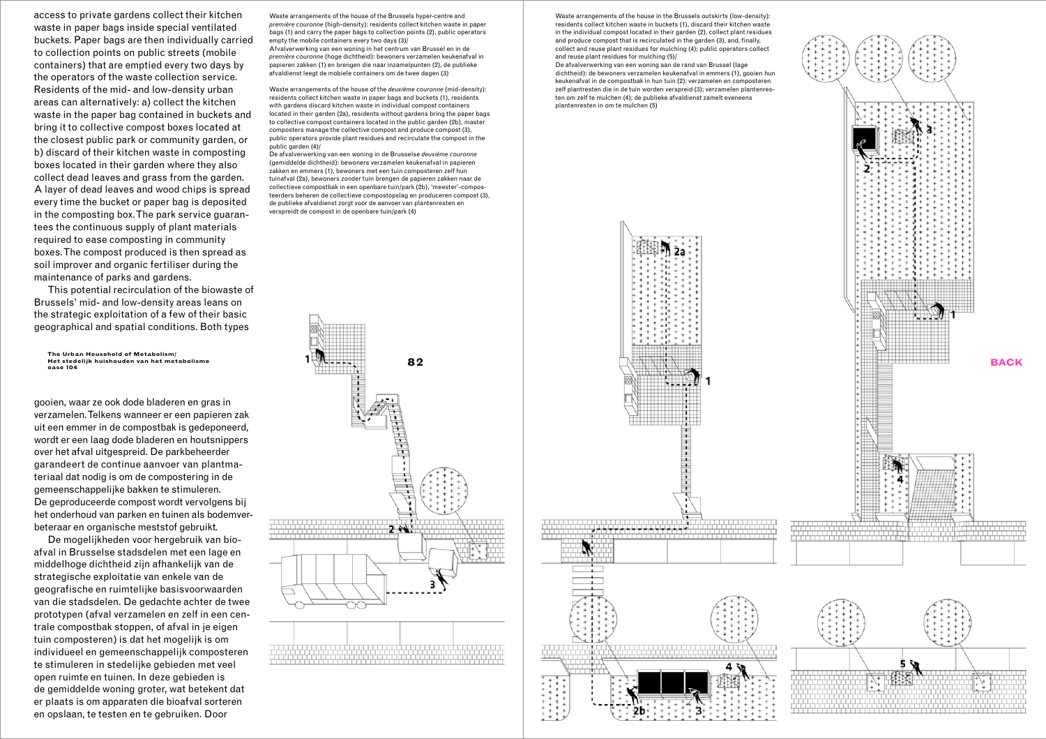access to private gardens collect their kitchen waste in paper bags inside special ventilated buckets. Paper bags are then individually carried to collection points on public streets (mobile containers) that are emptied every two days by the operators of the waste collection service. Residents of the mid- and low-density urban areas can alternatively: a) collect the kitchen waste in the paper bag contained in buckets and bring it to collective compost boxes located at the closest public park or community garden, or b) discard of their kitchen waste in composting boxes located in their garden where they also collect dead leaves and grass from the garden. A layer of dead leaves and wood chips is spread every time the bucket or paper bag is deposited in the composting box. The park service guarantees the continuous supply of plant materials required to ease composting in community boxes. The compost produced is then spread as soil improver and organic fertiliser during the maintenance of parks and gardens.

This potential recirculation of the biowaste of Brussels' mid- and low-density areas leans on the strategic exploitation of a few of their basic geographical and spatial conditions. Both types

gooien, waar ze ook dode bladeren en gras in verzamelen. Telkens wanneer er een papieren zak uit een emmer in de compostbak is gedeponeerd, wordt er een laag dode bladeren en houtsnippers over het afval uitgespreid. De parkbeheerder garandeert de continue aanvoer van plantmateriaal dat nodig is om de compostering in de gemeenschappelijke bakken te stimuleren. De geproduceerde compost wordt vervolgens bij het onderhoud van parken en tuinen als bodemverbeteraar en organische meststof gebruikt.

De mogelijkheden voor hergebruik van bioafval in Brusselse stadsdelen met een lage en middelhoge dichtheid zijn afhankelijk van de strategische exploitatie van enkele van de geografische en ruimtelijke basisvoorwaarden van die stadsdelen. De gedachte achter de twee prototypen (afval verzamelen en zelf in een centrale compostbak stoppen, of afval in je eigen tuin composteren) is dat het mogelijk is om individueel en gemeenschappelijk composteren te stimuleren in stedelijke gebieden met veel open ruimte en tuinen. In deze gebieden is de gemiddelde woning groter, wat betekent dat er plaats is om apparaten die bioafval sorteren en opslaan, te testen en te gebruiken. Door

Waste arrangements of the house of the Brussels hyper-centre and *première couronne* (high-density): residents collect kitchen waste in paper bags (1) and carry the paper bags to collection points (2), public operators empty the mobile containers every two days (3)/
Afvalverwerking van een woning in het centrum van Brussel en in de *première couronne* (hoge dichtheid): bewoners verzamelen keukenafval in papieren zakken (1) en brengen die naar inzamelpunten (2), de publieke afvaldienst leegt de mobiele containers om de twee dagen (3)

Waste arrangements of the house of the *deuxième couronne* (mid-density): residents collect kitchen waste in paper bags and buckets (1), residents with gardens discard kitchen waste in individual compost containers located in their garden (2a), residents without gardens bring the paper bags to collective compost containers located in the public garden (2b), master composters manage the collective compost and produce compost (3), public operators provide plant residues and recirculate the compost in the public garden (4)/
De afvalverwerking van een woning in de Brusselse *deuxième couronne* (gemiddelde dichtheid): bewoners verzamelen keukenafval in papieren zakken en emmers (1), bewoners met een tuin composteren zelf hun tuinafval (2a), bewoners zonder tuin brengen de papieren zakken naar de collectieve compostbak in een openbare tuin/park (2b), 'meester'-composteerders beheren de collectieve compostopslag en produceren compost (3), de publieke afvaldienst zorgt voor de aanvoer van plantenresten en verspreidt de compost in de openbare tuin/park (4)

Waste arrangements of the house in the Brussels outskirts (low-density): residents collect kitchen waste in buckets (1), discard their kitchen waste in the individual compost located in their garden (2), collect plant residues and produce compost that is recirculated in the garden (3), and, finally, collect and reuse plant residues for mulching (4); public operators collect and reuse plant residues for mulching (5)/
De afvalverwerking van een woning aan de rand van Brussel (lage dichtheid): de bewoners verzamelen keukenafval in emmers (1), gooien hun keukenafval in de compostbak in hun tuin (2); verzamelen en composteren zelf plantresten die in de tuin worden verspreid (3); verzamelen plantenresten om zelf te mulchen (4); de publieke afvaldienst zamelt eveneens plantenresten in om te mulchen (5)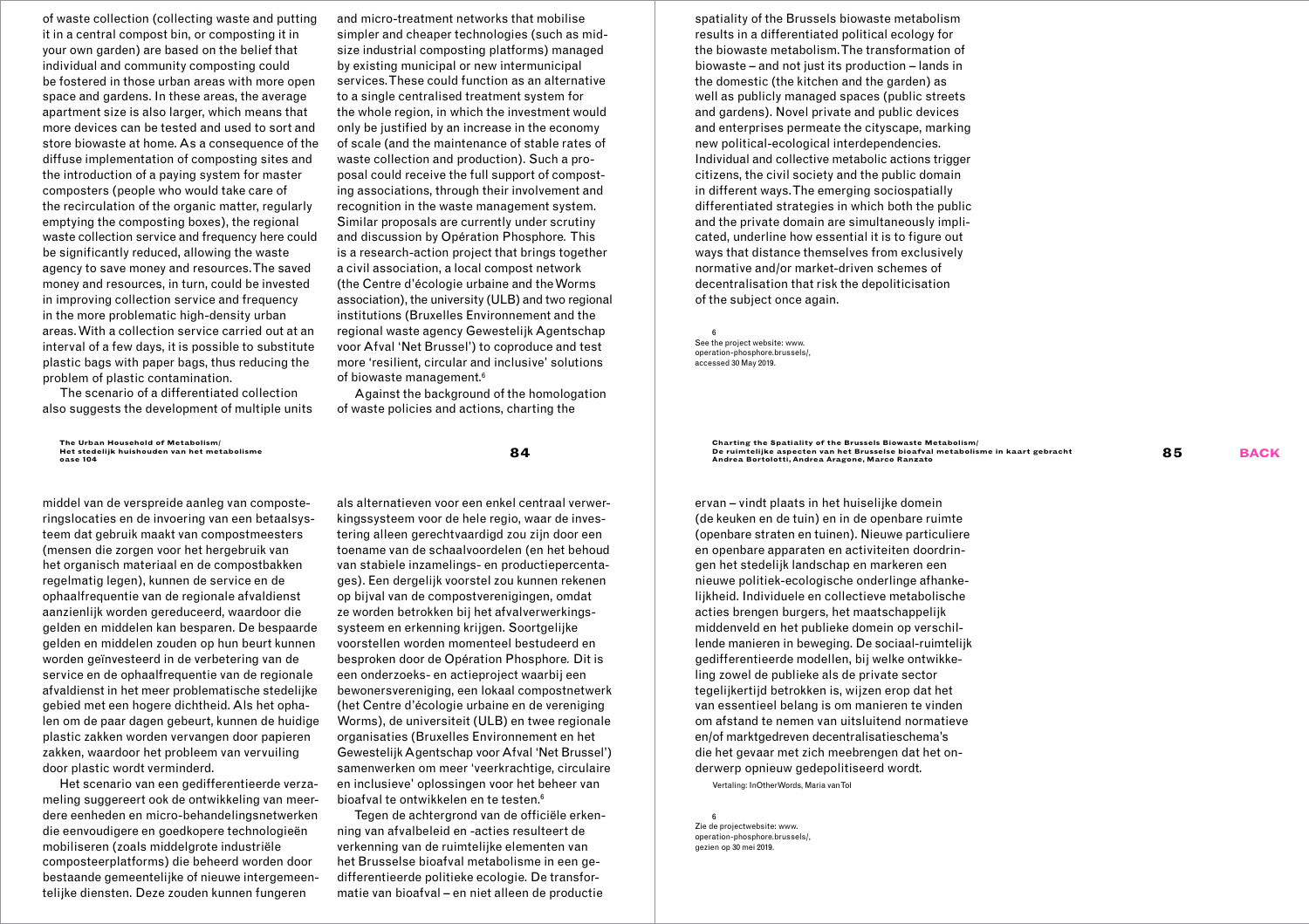of waste collection (collecting waste and putting it in a central compost bin, or composting it in your own garden) are based on the belief that individual and community composting could be fostered in those urban areas with more open space and gardens. In these areas, the average apartment size is also larger, which means that more devices can be tested and used to sort and store biowaste at home. As a consequence of the diffuse implementation of composting sites and the introduction of a paying system for master composters (people who would take care of the recirculation of the organic matter, regularly emptying the composting boxes), the regional waste collection service and frequency here could be significantly reduced, allowing the waste agency to save money and resources. The saved money and resources, in turn, could be invested in improving collection service and frequency in the more problematic high-density urban areas. With a collection service carried out at an interval of a few days, it is possible to substitute plastic bags with paper bags, thus reducing the problem of plastic contamination.

The scenario of a differentiated collection also suggests the development of multiple units and micro-treatment networks that mobilise simpler and cheaper technologies (such as mid-size industrial composting platforms) managed by existing municipal or new intermunicipal services. These could function as an alternative to a single centralised treatment system for the whole region, in which the investment would only be justified by an increase in the economy of scale (and the maintenance of stable rates of waste collection and production). Such a proposal could receive the full support of composting associations, through their involvement and recognition in the waste management system. Similar proposals are currently under scrutiny and discussion by Opération Phosphore*.* This is a research-action project that brings together a civil association, a local compost network (the Centre d'écologie urbaine and the Worms association), the university (ULB) and two regional institutions (Bruxelles Environnement and the regional waste agency Gewestelijk Agentschap voor Afval 'Net Brussel') to coproduce and test more 'resilient, circular and inclusive' solutions of biowaste management.[6]

Against the background of the homologation of waste policies and actions, charting the spatiality of the Brussels biowaste metabolism results in a differentiated political ecology for the biowaste metabolism. The transformation of biowaste – and not just its production – lands in the domestic (the kitchen and the garden) as well as publicly managed spaces (public streets and gardens). Novel private and public devices and enterprises permeate the cityscape, marking new political-ecological interdependencies. Individual and collective metabolic actions trigger citizens, the civil society and the public domain in different ways. The emerging sociospatially differentiated strategies in which both the public and the private domain are simultaneously implicated, underline how essential it is to figure out ways that distance themselves from exclusively normative and/or market-driven schemes of decentralisation that risk the depoliticisation of the subject once again.

6
See the project website: www.operation-phosphore.brussels/, accessed 30 May 2019.

middel van de verspreide aanleg van composteringslocaties en de invoering van een betaalsysteem dat gebruik maakt van compostmeesters (mensen die zorgen voor het hergebruik van het organisch materiaal en de compostbakken regelmatig legen), kunnen de service en de ophaalfrequentie van de regionale afvaldienst aanzienlijk worden gereduceerd, waardoor die gelden en middelen kan besparen. De bespaarde gelden en middelen zouden op hun beurt kunnen worden geïnvesteerd in de verbetering van de service en de ophaalfrequentie van de regionale afvaldienst in het meer problematische stedelijke gebied met een hogere dichtheid. Als het ophalen om de paar dagen gebeurt, kunnen de huidige plastic zakken worden vervangen door papieren zakken, waardoor het probleem van vervuiling door plastic wordt verminderd.

Het scenario van een gedifferentieerde verzameling suggereert ook de ontwikkeling van meerdere eenheden en micro-behandelingsnetwerken die eenvoudigere en goedkopere technologieën mobiliseren (zoals middelgrote industriële composteerplatforms) die beheerd worden door bestaande gemeentelijke of nieuwe intergemeentelijke diensten. Deze zouden kunnen fungeren als alternatieven voor een enkel centraal verwerkingssysteem voor de hele regio, waar de investering alleen gerechtvaardigd zou zijn door een toename van de schaalvoordelen (en het behoud van stabiele inzamelings- en productiepercentages). Een dergelijk voorstel zou kunnen rekenen op bijval van de compostverenigingen, omdat ze worden betrokken bij het afvalverwerkingssysteem en erkenning krijgen. Soortgelijke voorstellen worden momenteel bestudeerd en besproken door de Opération Phosphore*.* Dit is een onderzoeks- en actieproject waarbij een bewonersvereniging, een lokaal compostnetwerk (het Centre d'écologie urbaine en de vereniging Worms), de universiteit (ULB) en twee regionale organisaties (Bruxelles Environnement en het Gewestelijk Agentschap voor Afval 'Net Brussel') samenwerken om meer 'veerkrachtige, circulaire en inclusieve' oplossingen voor het beheer van bioafval te ontwikkelen en te testen.[6]

Tegen de achtergrond van de officiële erkenning van afvalbeleid en -acties resulteert de verkenning van de ruimtelijke elementen van het Brusselse bioafval metabolisme in een gedifferentieerde politieke ecologie. De transformatie van bioafval – en niet alleen de productie ervan – vindt plaats in het huiselijke domein (de keuken en de tuin) en in de openbare ruimte (openbare straten en tuinen). Nieuwe particuliere en openbare apparaten en activiteiten doordringen het stedelijk landschap en markeren een nieuwe politiek-ecologische onderlinge afhankelijkheid. Individuele en collectieve metabolische acties brengen burgers, het maatschappelijk middenveld en het publieke domein op verschillende manieren in beweging. De sociaal-ruimtelijk gedifferentieerde modellen, bij welke ontwikkeling zowel de publieke als de private sector tegelijkertijd betrokken is, wijzen erop dat het van essentieel belang is om manieren te vinden om afstand te nemen van uitsluitend normatieve en/of marktgedreven decentralisatieschema's die het gevaar met zich meebrengen dat het onderwerp opnieuw gedepolitiseerd wordt.

Vertaling: InOtherWords, Maria van Tol

6
Zie de projectwebsite: www.operation-phosphore.brussels/, gezien op 30 mei 2019.